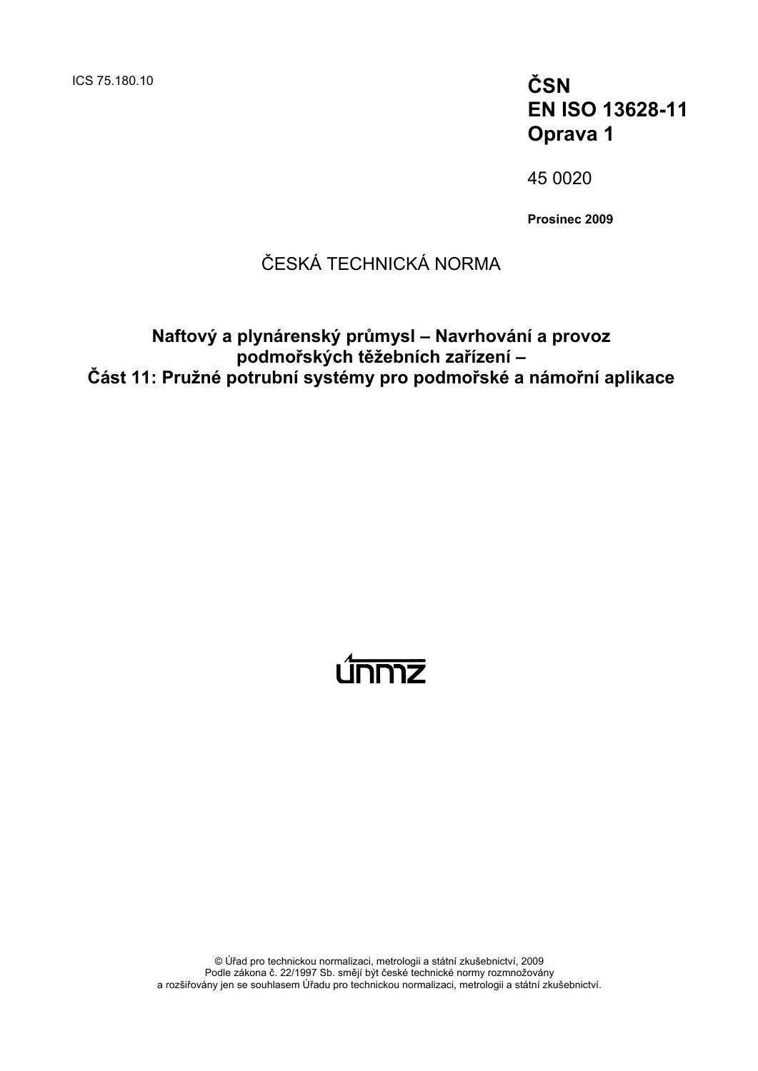ICS 75.180.10

**ČSN**
**EN ISO 13628-11**
**Oprava 1**

45 0020

**Prosinec 2009**

ČESKÁ TECHNICKÁ NORMA

# Naftový a plynárenský průmysl – Navrhování a provoz podmořských těžebních zařízení – Část 11: Pružné potrubní systémy pro podmořské a námořní aplikace

únmz

© Úřad pro technickou normalizaci, metrologii a státní zkušebnictví, 2009
Podle zákona č. 22/1997 Sb. smějí být české technické normy rozmnožovány
a rozšiřovány jen se souhlasem Úřadu pro technickou normalizaci, metrologii a státní zkušebnictví.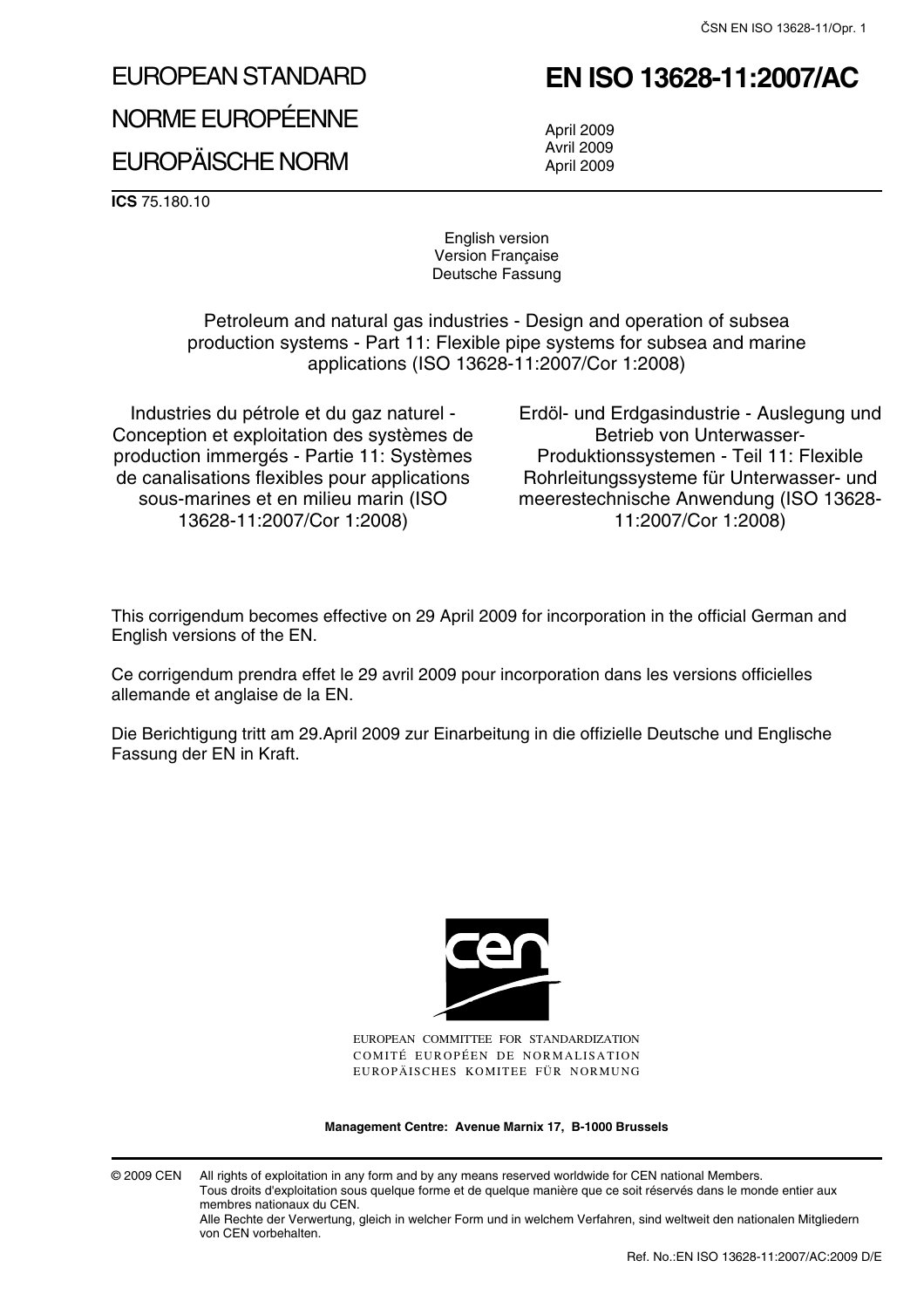# EUROPEAN STANDARD
# NORME EUROPÉENNE
# EUROPÄISCHE NORM

# EN ISO 13628-11:2007/AC

April 2009
Avril 2009
April 2009

**ICS** 75.180.10

English version
Version Française
Deutsche Fassung

Petroleum and natural gas industries - Design and operation of subsea production systems - Part 11: Flexible pipe systems for subsea and marine applications (ISO 13628-11:2007/Cor 1:2008)

Industries du pétrole et du gaz naturel - Conception et exploitation des systèmes de production immergés - Partie 11: Systèmes de canalisations flexibles pour applications sous-marines et en milieu marin (ISO 13628-11:2007/Cor 1:2008)

Erdöl- und Erdgasindustrie - Auslegung und Betrieb von Unterwasser-Produktionssystemen - Teil 11: Flexible Rohrleitungssysteme für Unterwasser- und meerestechnische Anwendung (ISO 13628-11:2007/Cor 1:2008)

This corrigendum becomes effective on 29 April 2009 for incorporation in the official German and English versions of the EN.

Ce corrigendum prendra effet le 29 avril 2009 pour incorporation dans les versions officielles allemande et anglaise de la EN.

Die Berichtigung tritt am 29.April 2009 zur Einarbeitung in die offizielle Deutsche und Englische Fassung der EN in Kraft.

EUROPEAN COMMITTEE FOR STANDARDIZATION
COMITÉ EUROPÉEN DE NORMALISATION
EUROPÄISCHES KOMITEE FÜR NORMUNG

**Management Centre: Avenue Marnix 17, B-1000 Brussels**

© 2009 CEN All rights of exploitation in any form and by any means reserved worldwide for CEN national Members.
Tous droits d'exploitation sous quelque forme et de quelque manière que ce soit réservés dans le monde entier aux membres nationaux du CEN.
Alle Rechte der Verwertung, gleich in welcher Form und in welchem Verfahren, sind weltweit den nationalen Mitgliedern von CEN vorbehalten.

Ref. No.:EN ISO 13628-11:2007/AC:2009 D/E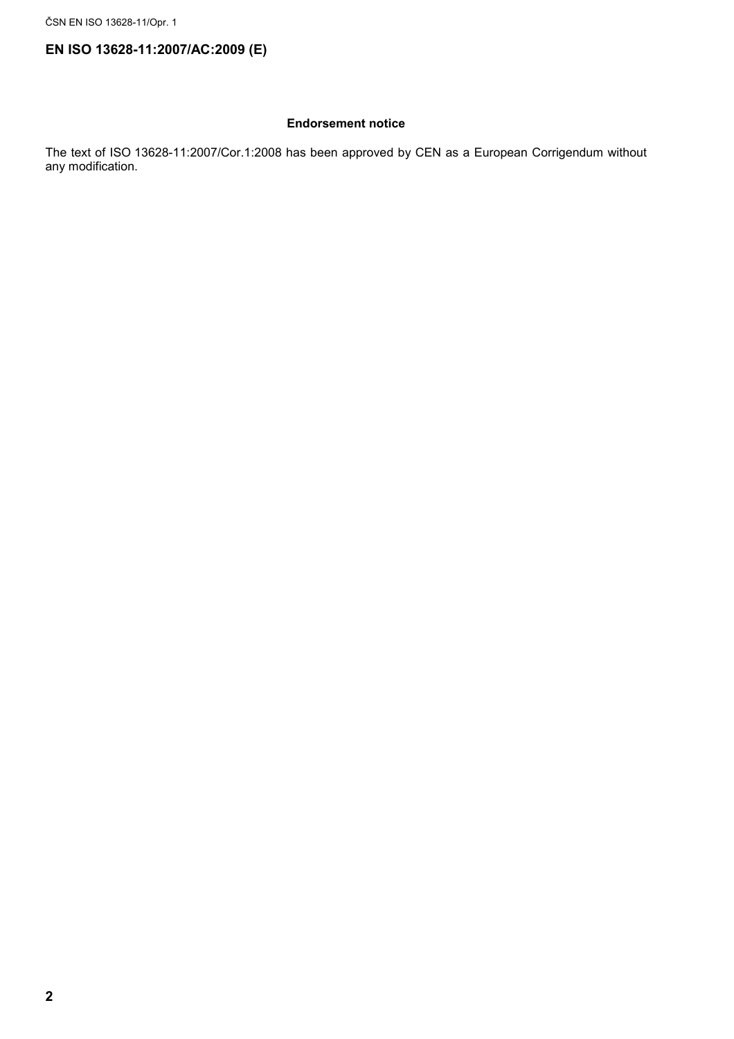# EN ISO 13628-11:2007/AC:2009 (E)

**Endorsement notice**

The text of ISO 13628-11:2007/Cor.1:2008 has been approved by CEN as a European Corrigendum without any modification.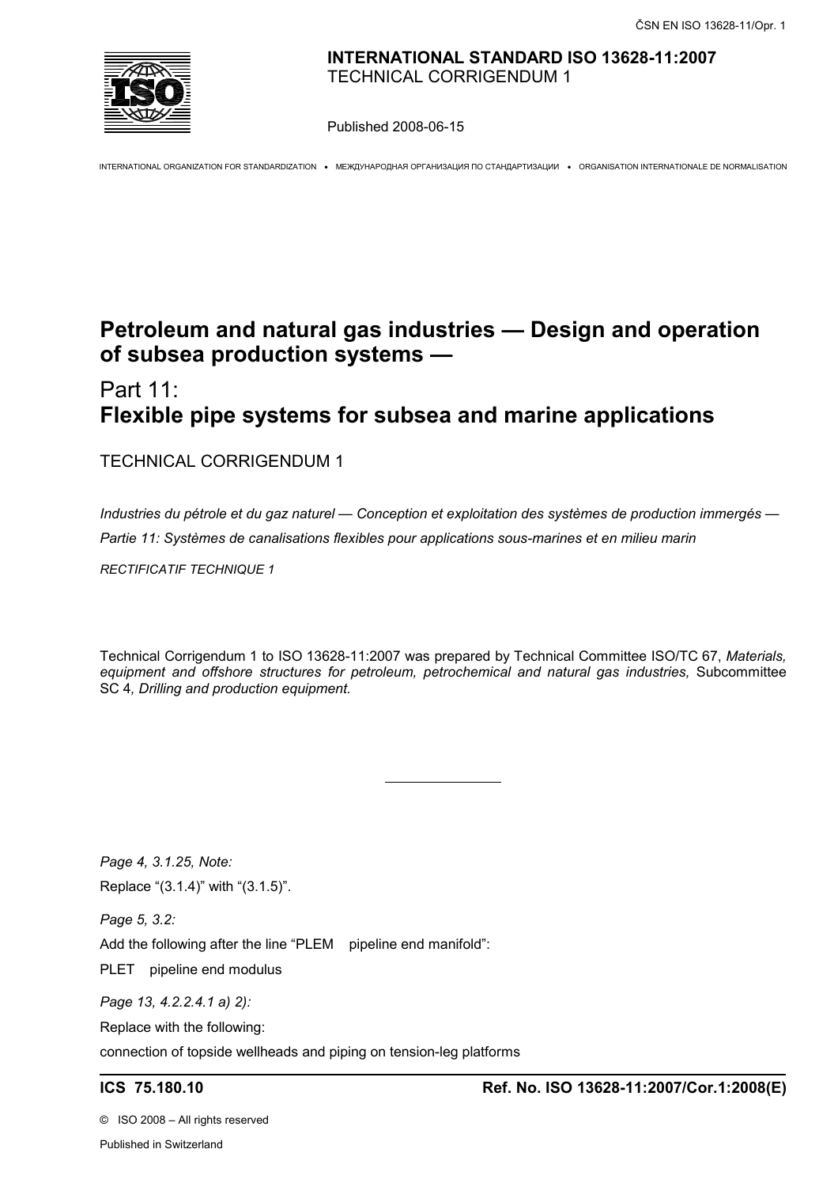**INTERNATIONAL STANDARD ISO 13628-11:2007**
TECHNICAL CORRIGENDUM 1

Published 2008-06-15

INTERNATIONAL ORGANIZATION FOR STANDARDIZATION • МЕЖДУНАРОДНАЯ ОРГАНИЗАЦИЯ ПО СТАНДАРТИЗАЦИИ • ORGANISATION INTERNATIONALE DE NORMALISATION

# Petroleum and natural gas industries — Design and operation of subsea production systems —

## Part 11: **Flexible pipe systems for subsea and marine applications**

TECHNICAL CORRIGENDUM 1

*Industries du pétrole et du gaz naturel — Conception et exploitation des systèmes de production immergés —*

*Partie 11: Systèmes de canalisations flexibles pour applications sous-marines et en milieu marin*

*RECTIFICATIF TECHNIQUE 1*

Technical Corrigendum 1 to ISO 13628-11:2007 was prepared by Technical Committee ISO/TC 67, *Materials, equipment and offshore structures for petroleum, petrochemical and natural gas industries,* Subcommittee SC 4, *Drilling and production equipment.*

---

*Page 4, 3.1.25, Note:*

Replace "(3.1.4)" with "(3.1.5)".

*Page 5, 3.2:*

Add the following after the line "PLEM pipeline end manifold":

PLET pipeline end modulus

*Page 13, 4.2.2.4.1 a) 2):*

Replace with the following:

connection of topside wellheads and piping on tension-leg platforms

**ICS 75.180.10** **Ref. No. ISO 13628-11:2007/Cor.1:2008(E)**

© ISO 2008 – All rights reserved

Published in Switzerland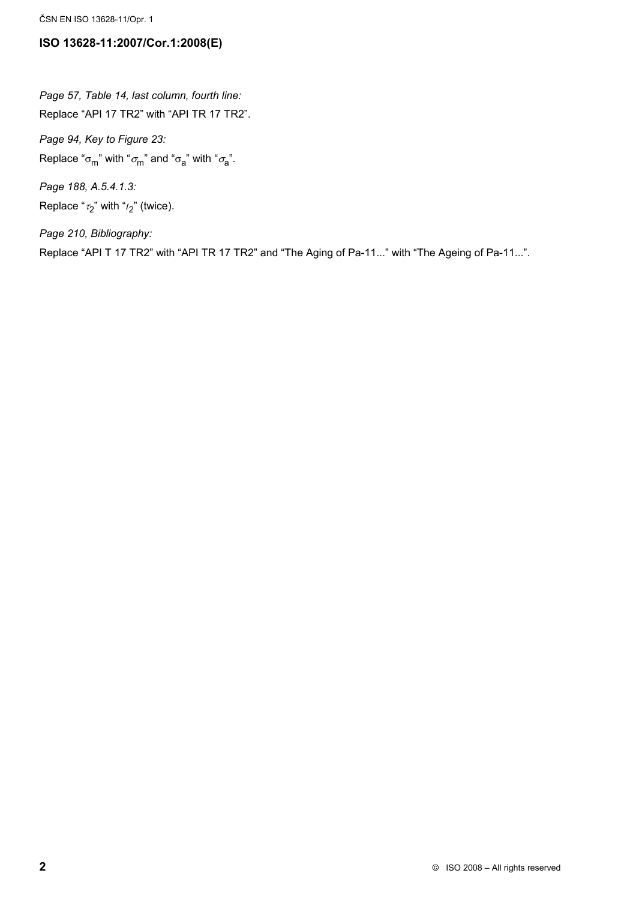*Page 57, Table 14, last column, fourth line:*

Replace "API 17 TR2" with "API TR 17 TR2".

*Page 94, Key to Figure 23:*

Replace "$\mathrm{\sigma_m}$" with "$\sigma_{\mathrm{m}}$" and "$\mathrm{\sigma_a}$" with "$\sigma_{\mathrm{a}}$".

*Page 188, A.5.4.1.3:*

Replace "$\tau_2$" with "$t_2$" (twice).

*Page 210, Bibliography:*

Replace "API T 17 TR2" with "API TR 17 TR2" and "The Aging of Pa-11..." with "The Ageing of Pa-11...".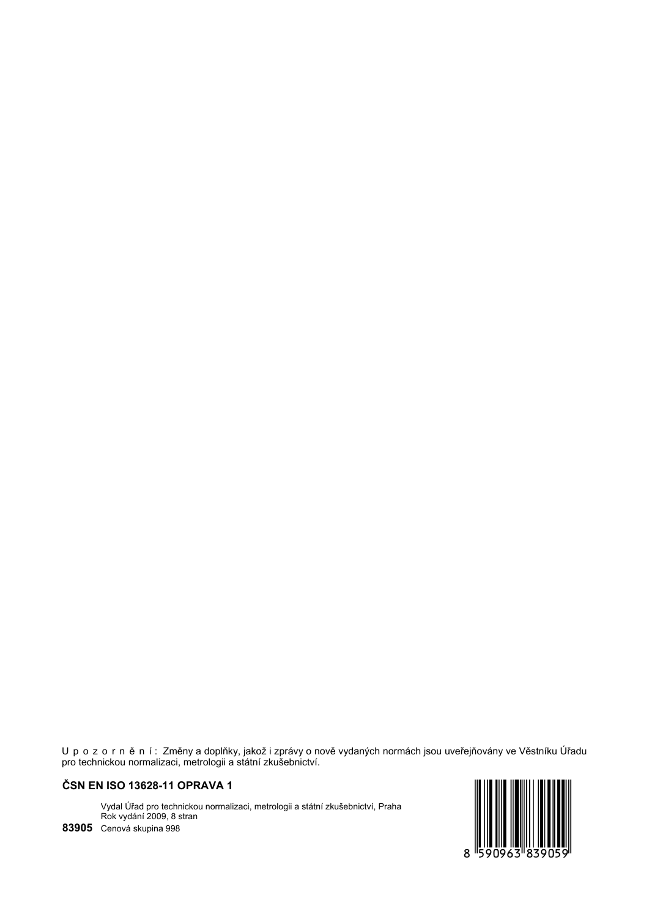Upozornění: Změny a doplňky, jakož i zprávy o nově vydaných normách jsou uveřejňovány ve Věstníku Úřadu pro technickou normalizaci, metrologii a státní zkušebnictví.

**ČSN EN ISO 13628-11 OPRAVA 1**

Vydal Úřad pro technickou normalizaci, metrologii a státní zkušebnictví, Praha
Rok vydání 2009, 8 stran

**83905** Cenová skupina 998

8 590963 839059